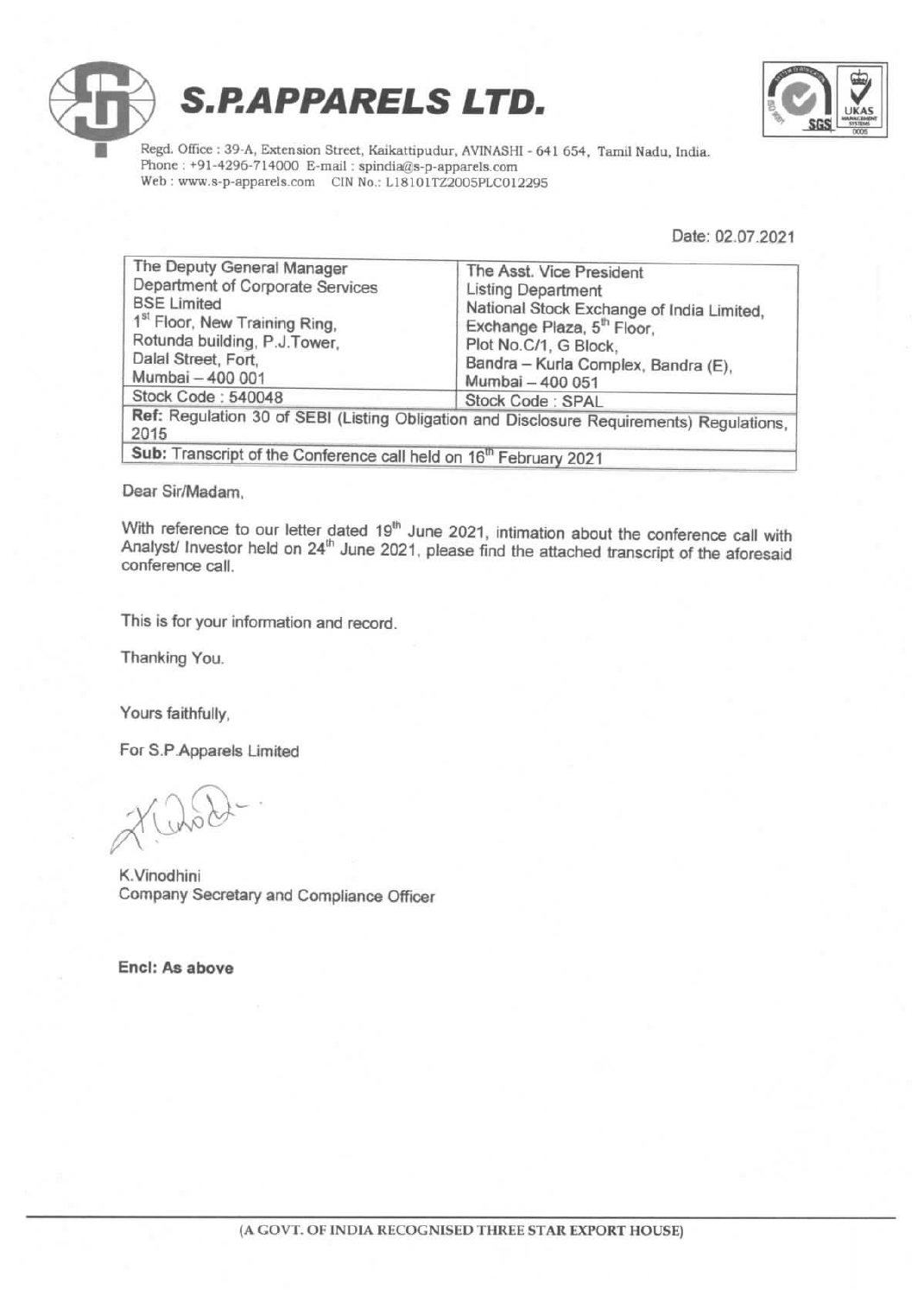# S.P.APPARELS LTD.

Regd. Office : 39-A, Extension Street, Kaikattipudur, AVINASHI - 641 654, Tamil Nadu, India.
Phone : +91-4296-714000 E-mail : spindia@s-p-apparels.com
Web : www.s-p-apparels.com CIN No.: L18101TZ2005PLC012295

Date: 02.07.2021

| | |
|---|---|
| The Deputy General Manager<br>Department of Corporate Services<br>BSE Limited<br>1st Floor, New Training Ring,<br>Rotunda building, P.J.Tower,<br>Dalal Street, Fort,<br>Mumbai – 400 001 | The Asst. Vice President<br>Listing Department<br>National Stock Exchange of India Limited,<br>Exchange Plaza, 5th Floor,<br>Plot No.C/1, G Block,<br>Bandra – Kurla Complex, Bandra (E),<br>Mumbai – 400 051 |
| Stock Code : 540048 | Stock Code : SPAL |
| **Ref:** Regulation 30 of SEBI (Listing Obligation and Disclosure Requirements) Regulations, 2015 | |
| **Sub:** Transcript of the Conference call held on 16th February 2021 | |

Dear Sir/Madam,

With reference to our letter dated 19th June 2021, intimation about the conference call with Analyst/ Investor held on 24th June 2021, please find the attached transcript of the aforesaid conference call.

This is for your information and record.

Thanking You.

Yours faithfully,

For S.P.Apparels Limited

K.Vinodhini
Company Secretary and Compliance Officer

**Encl: As above**

(A GOVT. OF INDIA RECOGNISED THREE STAR EXPORT HOUSE)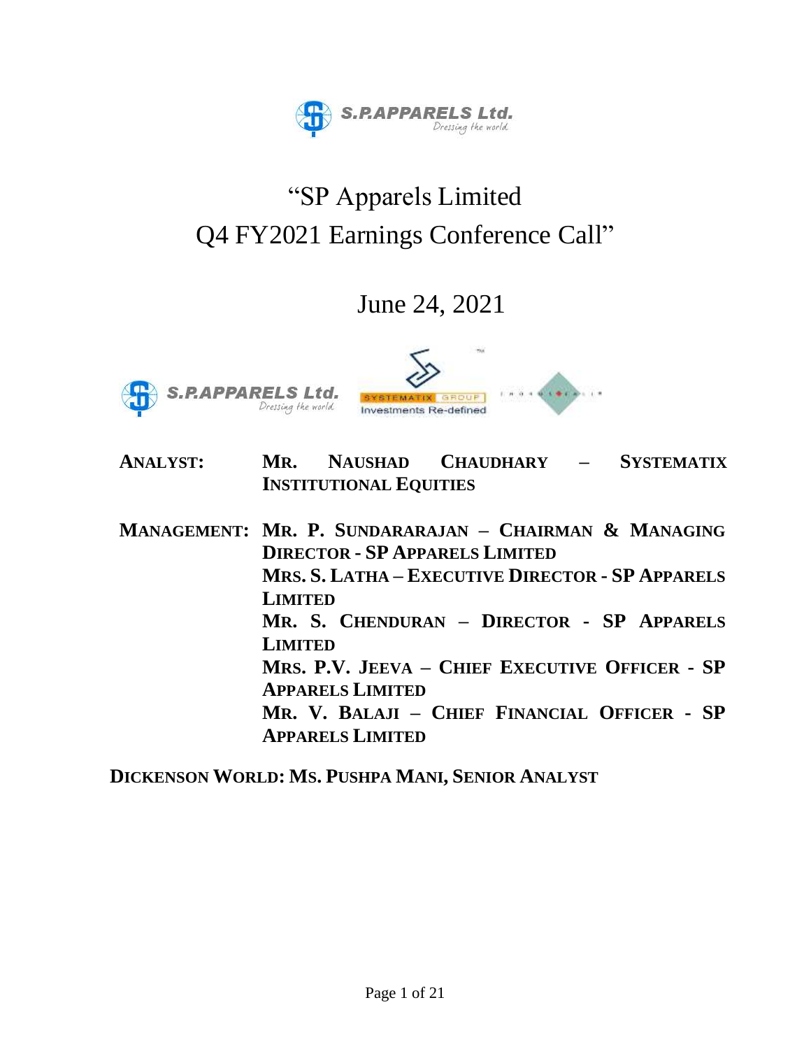# "SP Apparels Limited
# Q4 FY2021 Earnings Conference Call"

## June 24, 2021

**ANALYST:** **MR. NAUSHAD CHAUDHARY – SYSTEMATIX INSTITUTIONAL EQUITIES**

**MANAGEMENT:** **MR. P. SUNDARARAJAN – CHAIRMAN & MANAGING DIRECTOR - SP APPARELS LIMITED**
**MRS. S. LATHA – EXECUTIVE DIRECTOR - SP APPARELS LIMITED**
**MR. S. CHENDURAN – DIRECTOR - SP APPARELS LIMITED**
**MRS. P.V. JEEVA – CHIEF EXECUTIVE OFFICER - SP APPARELS LIMITED**
**MR. V. BALAJI – CHIEF FINANCIAL OFFICER - SP APPARELS LIMITED**

**DICKENSON WORLD: MS. PUSHPA MANI, SENIOR ANALYST**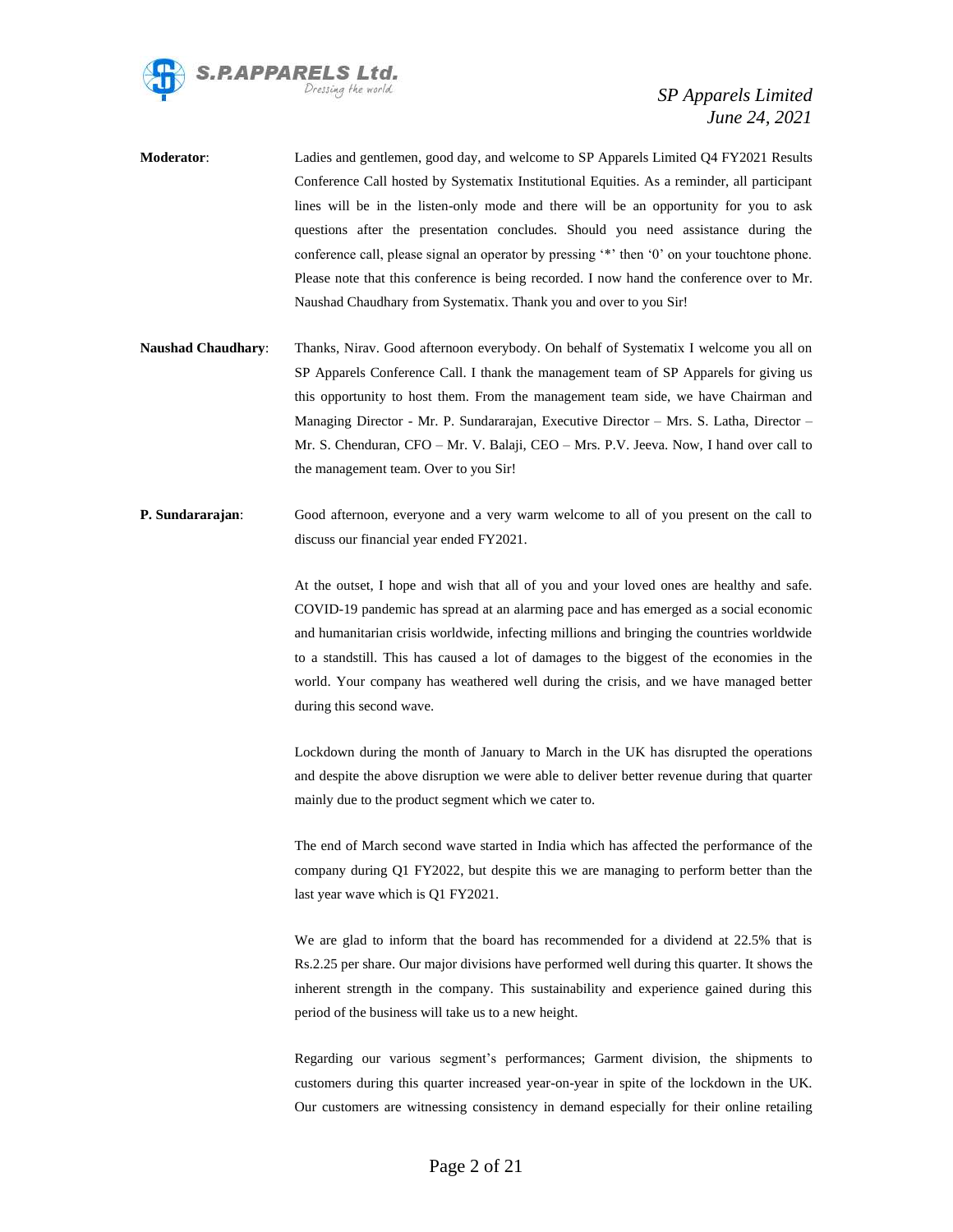**Moderator**: Ladies and gentlemen, good day, and welcome to SP Apparels Limited Q4 FY2021 Results Conference Call hosted by Systematix Institutional Equities. As a reminder, all participant lines will be in the listen-only mode and there will be an opportunity for you to ask questions after the presentation concludes. Should you need assistance during the conference call, please signal an operator by pressing '*' then '0' on your touchtone phone. Please note that this conference is being recorded. I now hand the conference over to Mr. Naushad Chaudhary from Systematix. Thank you and over to you Sir!

**Naushad Chaudhary**: Thanks, Nirav. Good afternoon everybody. On behalf of Systematix I welcome you all on SP Apparels Conference Call. I thank the management team of SP Apparels for giving us this opportunity to host them. From the management team side, we have Chairman and Managing Director - Mr. P. Sundararajan, Executive Director – Mrs. S. Latha, Director – Mr. S. Chenduran, CFO – Mr. V. Balaji, CEO – Mrs. P.V. Jeeva. Now, I hand over call to the management team. Over to you Sir!

**P. Sundararajan**: Good afternoon, everyone and a very warm welcome to all of you present on the call to discuss our financial year ended FY2021.

At the outset, I hope and wish that all of you and your loved ones are healthy and safe. COVID-19 pandemic has spread at an alarming pace and has emerged as a social economic and humanitarian crisis worldwide, infecting millions and bringing the countries worldwide to a standstill. This has caused a lot of damages to the biggest of the economies in the world. Your company has weathered well during the crisis, and we have managed better during this second wave.

Lockdown during the month of January to March in the UK has disrupted the operations and despite the above disruption we were able to deliver better revenue during that quarter mainly due to the product segment which we cater to.

The end of March second wave started in India which has affected the performance of the company during Q1 FY2022, but despite this we are managing to perform better than the last year wave which is Q1 FY2021.

We are glad to inform that the board has recommended for a dividend at 22.5% that is Rs.2.25 per share. Our major divisions have performed well during this quarter. It shows the inherent strength in the company. This sustainability and experience gained during this period of the business will take us to a new height.

Regarding our various segment's performances; Garment division, the shipments to customers during this quarter increased year-on-year in spite of the lockdown in the UK. Our customers are witnessing consistency in demand especially for their online retailing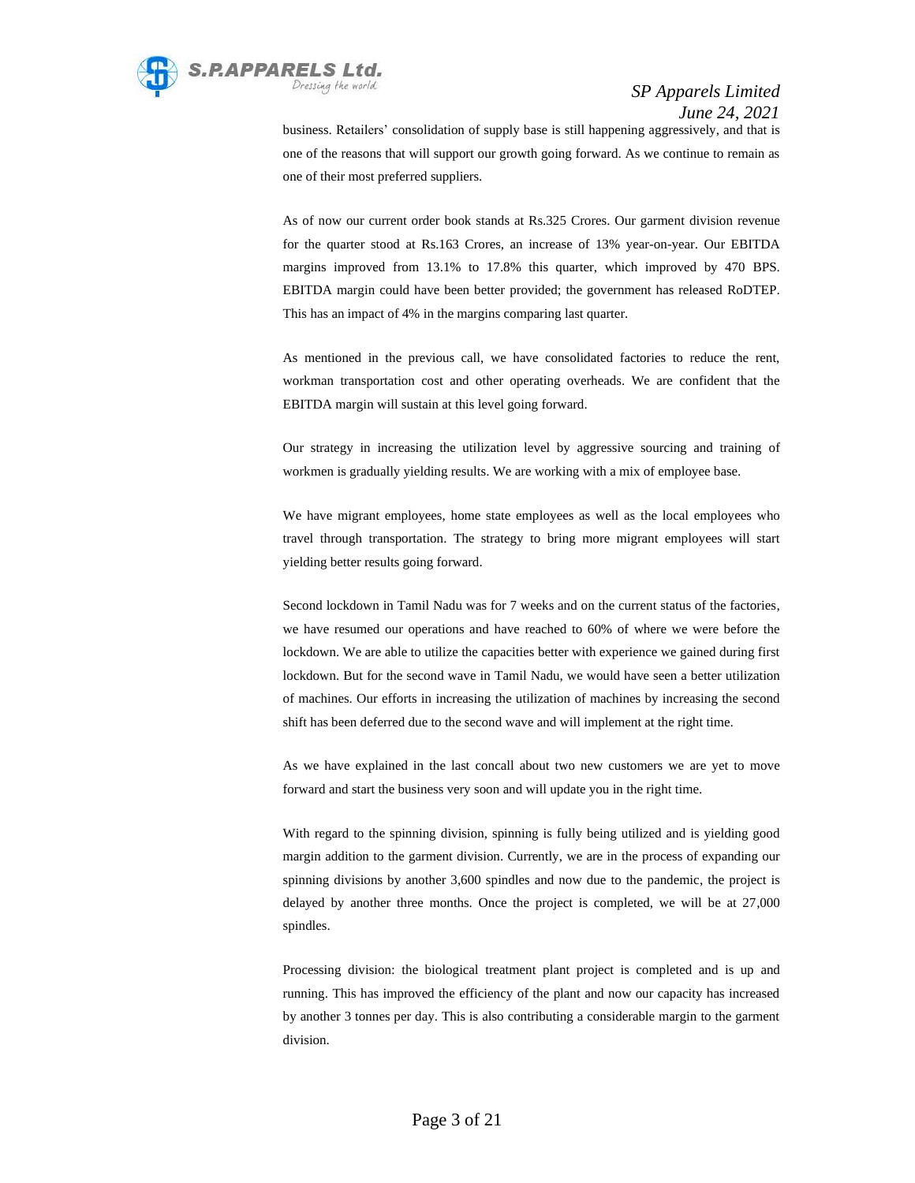business. Retailers' consolidation of supply base is still happening aggressively, and that is one of the reasons that will support our growth going forward. As we continue to remain as one of their most preferred suppliers.

As of now our current order book stands at Rs.325 Crores. Our garment division revenue for the quarter stood at Rs.163 Crores, an increase of 13% year-on-year. Our EBITDA margins improved from 13.1% to 17.8% this quarter, which improved by 470 BPS. EBITDA margin could have been better provided; the government has released RoDTEP. This has an impact of 4% in the margins comparing last quarter.

As mentioned in the previous call, we have consolidated factories to reduce the rent, workman transportation cost and other operating overheads. We are confident that the EBITDA margin will sustain at this level going forward.

Our strategy in increasing the utilization level by aggressive sourcing and training of workmen is gradually yielding results. We are working with a mix of employee base.

We have migrant employees, home state employees as well as the local employees who travel through transportation. The strategy to bring more migrant employees will start yielding better results going forward.

Second lockdown in Tamil Nadu was for 7 weeks and on the current status of the factories, we have resumed our operations and have reached to 60% of where we were before the lockdown. We are able to utilize the capacities better with experience we gained during first lockdown. But for the second wave in Tamil Nadu, we would have seen a better utilization of machines. Our efforts in increasing the utilization of machines by increasing the second shift has been deferred due to the second wave and will implement at the right time.

As we have explained in the last concall about two new customers we are yet to move forward and start the business very soon and will update you in the right time.

With regard to the spinning division, spinning is fully being utilized and is yielding good margin addition to the garment division. Currently, we are in the process of expanding our spinning divisions by another 3,600 spindles and now due to the pandemic, the project is delayed by another three months. Once the project is completed, we will be at 27,000 spindles.

Processing division: the biological treatment plant project is completed and is up and running. This has improved the efficiency of the plant and now our capacity has increased by another 3 tonnes per day. This is also contributing a considerable margin to the garment division.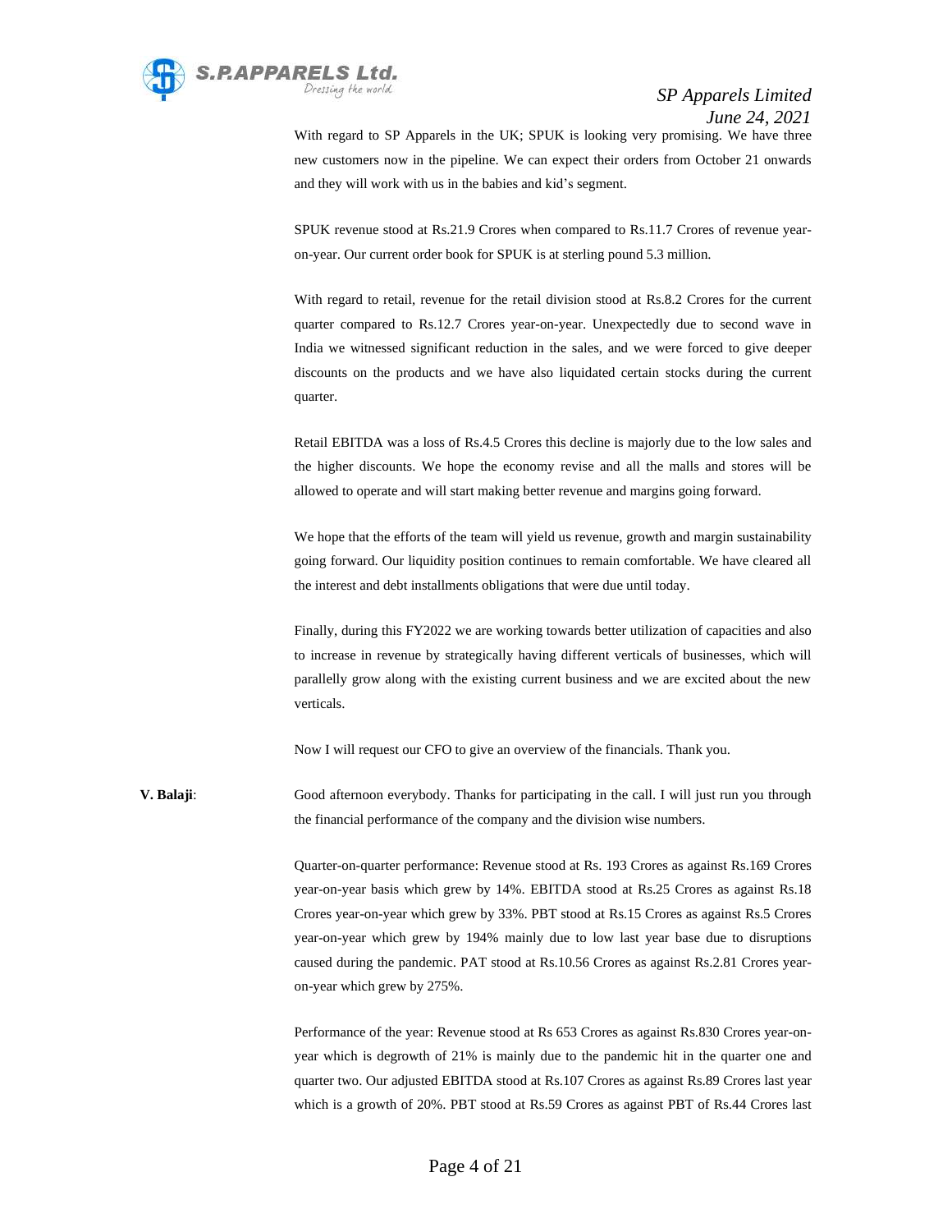With regard to SP Apparels in the UK; SPUK is looking very promising. We have three new customers now in the pipeline. We can expect their orders from October 21 onwards and they will work with us in the babies and kid's segment.

SPUK revenue stood at Rs.21.9 Crores when compared to Rs.11.7 Crores of revenue year-on-year. Our current order book for SPUK is at sterling pound 5.3 million.

With regard to retail, revenue for the retail division stood at Rs.8.2 Crores for the current quarter compared to Rs.12.7 Crores year-on-year. Unexpectedly due to second wave in India we witnessed significant reduction in the sales, and we were forced to give deeper discounts on the products and we have also liquidated certain stocks during the current quarter.

Retail EBITDA was a loss of Rs.4.5 Crores this decline is majorly due to the low sales and the higher discounts. We hope the economy revise and all the malls and stores will be allowed to operate and will start making better revenue and margins going forward.

We hope that the efforts of the team will yield us revenue, growth and margin sustainability going forward. Our liquidity position continues to remain comfortable. We have cleared all the interest and debt installments obligations that were due until today.

Finally, during this FY2022 we are working towards better utilization of capacities and also to increase in revenue by strategically having different verticals of businesses, which will parallelly grow along with the existing current business and we are excited about the new verticals.

Now I will request our CFO to give an overview of the financials. Thank you.

**V. Balaji**: Good afternoon everybody. Thanks for participating in the call. I will just run you through the financial performance of the company and the division wise numbers.

Quarter-on-quarter performance: Revenue stood at Rs. 193 Crores as against Rs.169 Crores year-on-year basis which grew by 14%. EBITDA stood at Rs.25 Crores as against Rs.18 Crores year-on-year which grew by 33%. PBT stood at Rs.15 Crores as against Rs.5 Crores year-on-year which grew by 194% mainly due to low last year base due to disruptions caused during the pandemic. PAT stood at Rs.10.56 Crores as against Rs.2.81 Crores year-on-year which grew by 275%.

Performance of the year: Revenue stood at Rs 653 Crores as against Rs.830 Crores year-on-year which is degrowth of 21% is mainly due to the pandemic hit in the quarter one and quarter two. Our adjusted EBITDA stood at Rs.107 Crores as against Rs.89 Crores last year which is a growth of 20%. PBT stood at Rs.59 Crores as against PBT of Rs.44 Crores last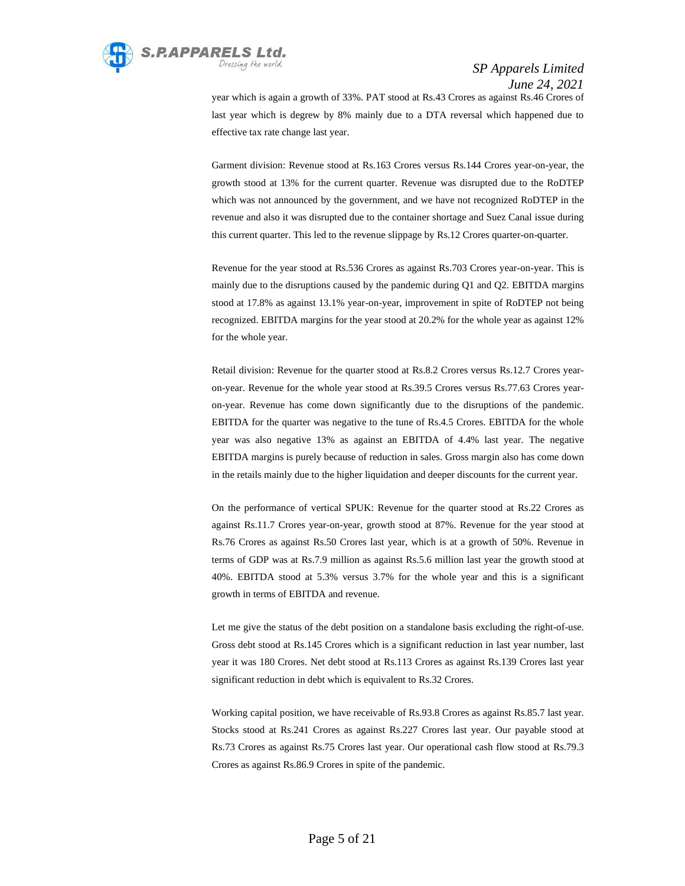year which is again a growth of 33%. PAT stood at Rs.43 Crores as against Rs.46 Crores of last year which is degrew by 8% mainly due to a DTA reversal which happened due to effective tax rate change last year.

Garment division: Revenue stood at Rs.163 Crores versus Rs.144 Crores year-on-year, the growth stood at 13% for the current quarter. Revenue was disrupted due to the RoDTEP which was not announced by the government, and we have not recognized RoDTEP in the revenue and also it was disrupted due to the container shortage and Suez Canal issue during this current quarter. This led to the revenue slippage by Rs.12 Crores quarter-on-quarter.

Revenue for the year stood at Rs.536 Crores as against Rs.703 Crores year-on-year. This is mainly due to the disruptions caused by the pandemic during Q1 and Q2. EBITDA margins stood at 17.8% as against 13.1% year-on-year, improvement in spite of RoDTEP not being recognized. EBITDA margins for the year stood at 20.2% for the whole year as against 12% for the whole year.

Retail division: Revenue for the quarter stood at Rs.8.2 Crores versus Rs.12.7 Crores year-on-year. Revenue for the whole year stood at Rs.39.5 Crores versus Rs.77.63 Crores year-on-year. Revenue has come down significantly due to the disruptions of the pandemic. EBITDA for the quarter was negative to the tune of Rs.4.5 Crores. EBITDA for the whole year was also negative 13% as against an EBITDA of 4.4% last year. The negative EBITDA margins is purely because of reduction in sales. Gross margin also has come down in the retails mainly due to the higher liquidation and deeper discounts for the current year.

On the performance of vertical SPUK: Revenue for the quarter stood at Rs.22 Crores as against Rs.11.7 Crores year-on-year, growth stood at 87%. Revenue for the year stood at Rs.76 Crores as against Rs.50 Crores last year, which is at a growth of 50%. Revenue in terms of GDP was at Rs.7.9 million as against Rs.5.6 million last year the growth stood at 40%. EBITDA stood at 5.3% versus 3.7% for the whole year and this is a significant growth in terms of EBITDA and revenue.

Let me give the status of the debt position on a standalone basis excluding the right-of-use. Gross debt stood at Rs.145 Crores which is a significant reduction in last year number, last year it was 180 Crores. Net debt stood at Rs.113 Crores as against Rs.139 Crores last year significant reduction in debt which is equivalent to Rs.32 Crores.

Working capital position, we have receivable of Rs.93.8 Crores as against Rs.85.7 last year. Stocks stood at Rs.241 Crores as against Rs.227 Crores last year. Our payable stood at Rs.73 Crores as against Rs.75 Crores last year. Our operational cash flow stood at Rs.79.3 Crores as against Rs.86.9 Crores in spite of the pandemic.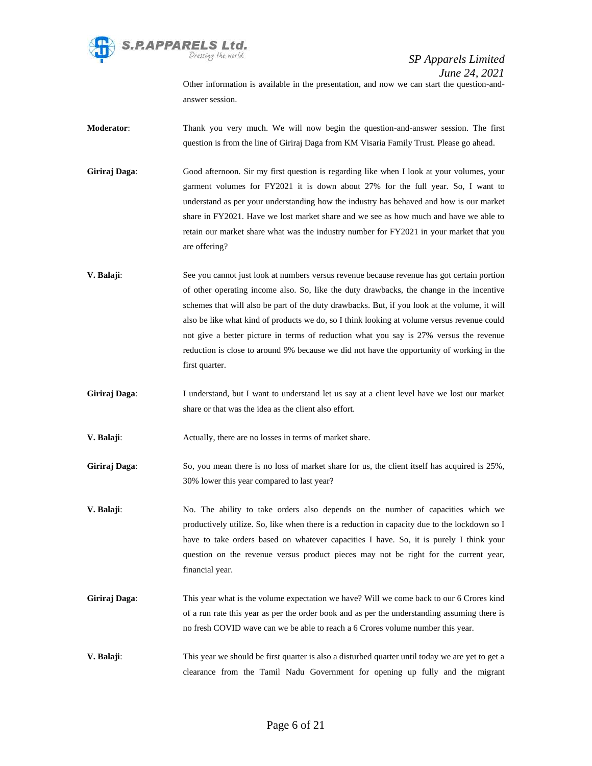Other information is available in the presentation, and now we can start the question-and-answer session.

**Moderator**: Thank you very much. We will now begin the question-and-answer session. The first question is from the line of Giriraj Daga from KM Visaria Family Trust. Please go ahead.

**Giriraj Daga**: Good afternoon. Sir my first question is regarding like when I look at your volumes, your garment volumes for FY2021 it is down about 27% for the full year. So, I want to understand as per your understanding how the industry has behaved and how is our market share in FY2021. Have we lost market share and we see as how much and have we able to retain our market share what was the industry number for FY2021 in your market that you are offering?

**V. Balaji**: See you cannot just look at numbers versus revenue because revenue has got certain portion of other operating income also. So, like the duty drawbacks, the change in the incentive schemes that will also be part of the duty drawbacks. But, if you look at the volume, it will also be like what kind of products we do, so I think looking at volume versus revenue could not give a better picture in terms of reduction what you say is 27% versus the revenue reduction is close to around 9% because we did not have the opportunity of working in the first quarter.

**Giriraj Daga**: I understand, but I want to understand let us say at a client level have we lost our market share or that was the idea as the client also effort.

**V. Balaji**: Actually, there are no losses in terms of market share.

**Giriraj Daga**: So, you mean there is no loss of market share for us, the client itself has acquired is 25%, 30% lower this year compared to last year?

**V. Balaji**: No. The ability to take orders also depends on the number of capacities which we productively utilize. So, like when there is a reduction in capacity due to the lockdown so I have to take orders based on whatever capacities I have. So, it is purely I think your question on the revenue versus product pieces may not be right for the current year, financial year.

**Giriraj Daga**: This year what is the volume expectation we have? Will we come back to our 6 Crores kind of a run rate this year as per the order book and as per the understanding assuming there is no fresh COVID wave can we be able to reach a 6 Crores volume number this year.

**V. Balaji**: This year we should be first quarter is also a disturbed quarter until today we are yet to get a clearance from the Tamil Nadu Government for opening up fully and the migrant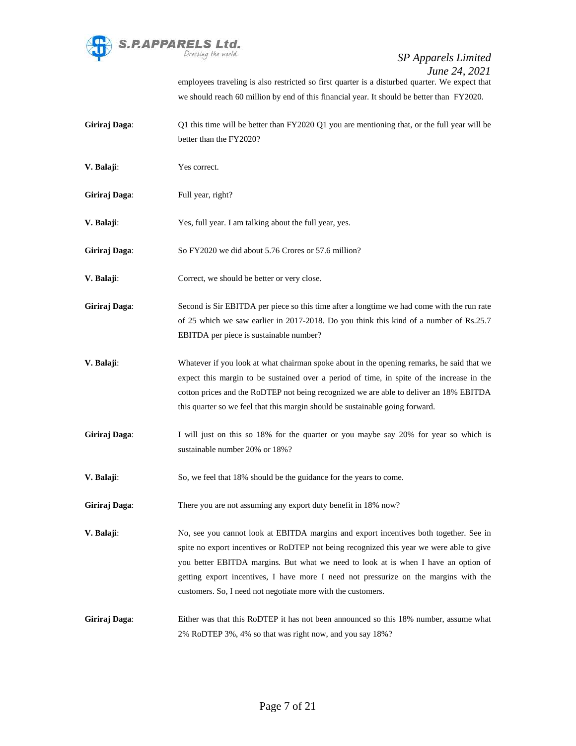employees traveling is also restricted so first quarter is a disturbed quarter. We expect that we should reach 60 million by end of this financial year. It should be better than FY2020.

**Giriraj Daga**: Q1 this time will be better than FY2020 Q1 you are mentioning that, or the full year will be better than the FY2020?

**V. Balaji**: Yes correct.

**Giriraj Daga**: Full year, right?

**V. Balaji**: Yes, full year. I am talking about the full year, yes.

**Giriraj Daga**: So FY2020 we did about 5.76 Crores or 57.6 million?

**V. Balaji**: Correct, we should be better or very close.

**Giriraj Daga**: Second is Sir EBITDA per piece so this time after a longtime we had come with the run rate of 25 which we saw earlier in 2017-2018. Do you think this kind of a number of Rs.25.7 EBITDA per piece is sustainable number?

**V. Balaji**: Whatever if you look at what chairman spoke about in the opening remarks, he said that we expect this margin to be sustained over a period of time, in spite of the increase in the cotton prices and the RoDTEP not being recognized we are able to deliver an 18% EBITDA this quarter so we feel that this margin should be sustainable going forward.

**Giriraj Daga**: I will just on this so 18% for the quarter or you maybe say 20% for year so which is sustainable number 20% or 18%?

**V. Balaji**: So, we feel that 18% should be the guidance for the years to come.

**Giriraj Daga**: There you are not assuming any export duty benefit in 18% now?

**V. Balaji**: No, see you cannot look at EBITDA margins and export incentives both together. See in spite no export incentives or RoDTEP not being recognized this year we were able to give you better EBITDA margins. But what we need to look at is when I have an option of getting export incentives, I have more I need not pressurize on the margins with the customers. So, I need not negotiate more with the customers.

**Giriraj Daga**: Either was that this RoDTEP it has not been announced so this 18% number, assume what 2% RoDTEP 3%, 4% so that was right now, and you say 18%?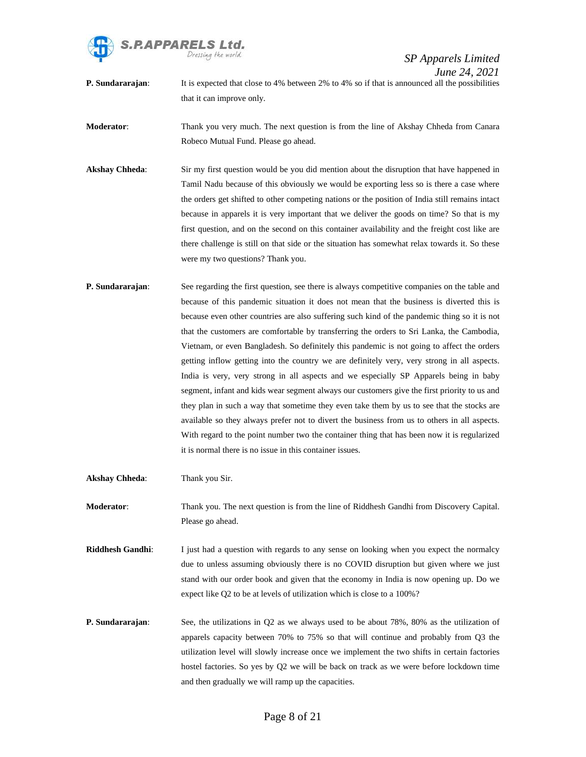**P. Sundararajan**: It is expected that close to 4% between 2% to 4% so if that is announced all the possibilities that it can improve only.

**Moderator**: Thank you very much. The next question is from the line of Akshay Chheda from Canara Robeco Mutual Fund. Please go ahead.

**Akshay Chheda**: Sir my first question would be you did mention about the disruption that have happened in Tamil Nadu because of this obviously we would be exporting less so is there a case where the orders get shifted to other competing nations or the position of India still remains intact because in apparels it is very important that we deliver the goods on time? So that is my first question, and on the second on this container availability and the freight cost like are there challenge is still on that side or the situation has somewhat relax towards it. So these were my two questions? Thank you.

**P. Sundararajan**: See regarding the first question, see there is always competitive companies on the table and because of this pandemic situation it does not mean that the business is diverted this is because even other countries are also suffering such kind of the pandemic thing so it is not that the customers are comfortable by transferring the orders to Sri Lanka, the Cambodia, Vietnam, or even Bangladesh. So definitely this pandemic is not going to affect the orders getting inflow getting into the country we are definitely very, very strong in all aspects. India is very, very strong in all aspects and we especially SP Apparels being in baby segment, infant and kids wear segment always our customers give the first priority to us and they plan in such a way that sometime they even take them by us to see that the stocks are available so they always prefer not to divert the business from us to others in all aspects. With regard to the point number two the container thing that has been now it is regularized it is normal there is no issue in this container issues.

**Akshay Chheda**: Thank you Sir.

**Moderator**: Thank you. The next question is from the line of Riddhesh Gandhi from Discovery Capital. Please go ahead.

**Riddhesh Gandhi**: I just had a question with regards to any sense on looking when you expect the normalcy due to unless assuming obviously there is no COVID disruption but given where we just stand with our order book and given that the economy in India is now opening up. Do we expect like Q2 to be at levels of utilization which is close to a 100%?

**P. Sundararajan**: See, the utilizations in Q2 as we always used to be about 78%, 80% as the utilization of apparels capacity between 70% to 75% so that will continue and probably from Q3 the utilization level will slowly increase once we implement the two shifts in certain factories hostel factories. So yes by Q2 we will be back on track as we were before lockdown time and then gradually we will ramp up the capacities.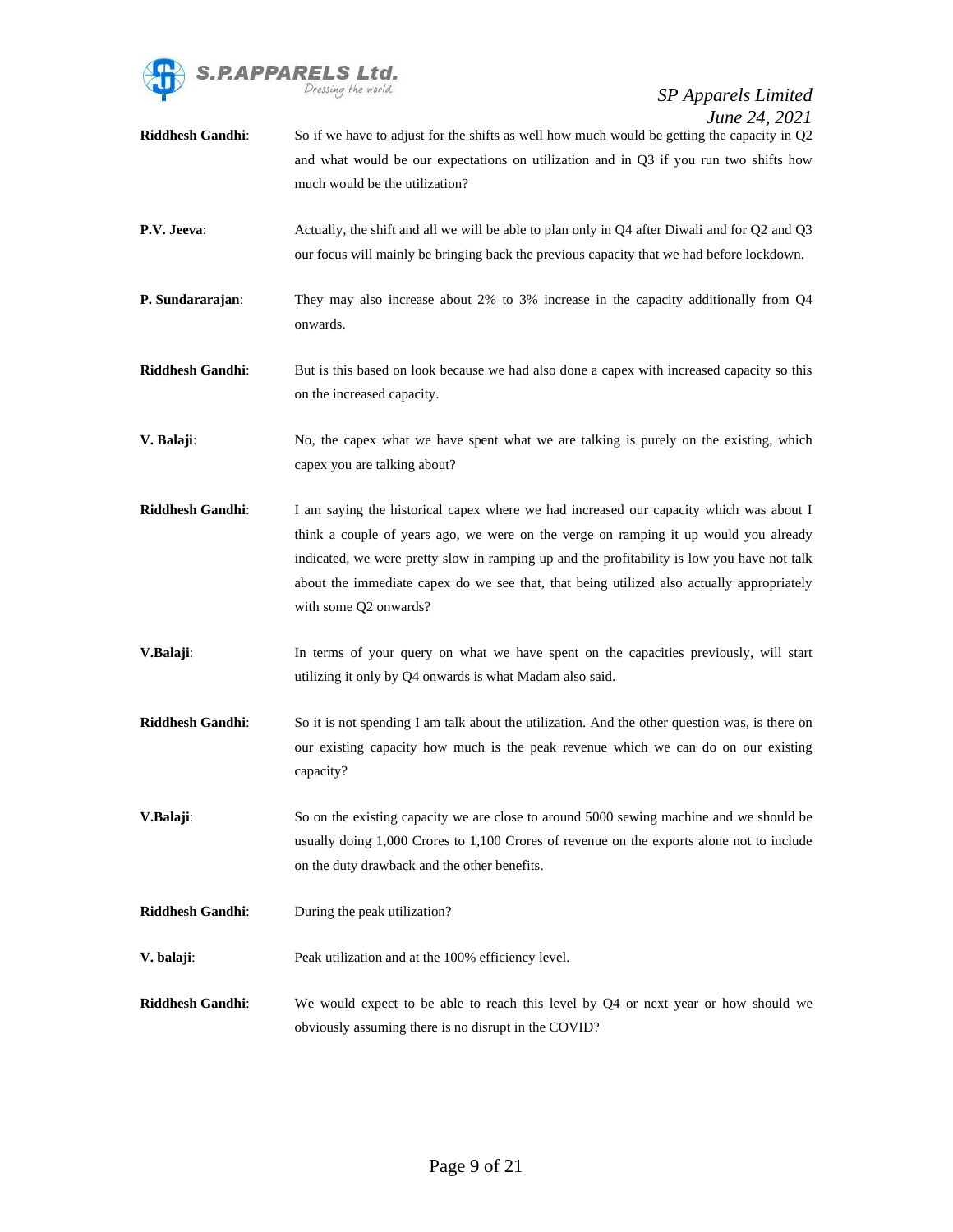**Riddhesh Gandhi**: So if we have to adjust for the shifts as well how much would be getting the capacity in Q2 and what would be our expectations on utilization and in Q3 if you run two shifts how much would be the utilization?

**P.V. Jeeva**: Actually, the shift and all we will be able to plan only in Q4 after Diwali and for Q2 and Q3 our focus will mainly be bringing back the previous capacity that we had before lockdown.

**P. Sundararajan**: They may also increase about 2% to 3% increase in the capacity additionally from Q4 onwards.

**Riddhesh Gandhi**: But is this based on look because we had also done a capex with increased capacity so this on the increased capacity.

**V. Balaji**: No, the capex what we have spent what we are talking is purely on the existing, which capex you are talking about?

**Riddhesh Gandhi**: I am saying the historical capex where we had increased our capacity which was about I think a couple of years ago, we were on the verge on ramping it up would you already indicated, we were pretty slow in ramping up and the profitability is low you have not talk about the immediate capex do we see that, that being utilized also actually appropriately with some Q2 onwards?

**V.Balaji**: In terms of your query on what we have spent on the capacities previously, will start utilizing it only by Q4 onwards is what Madam also said.

**Riddhesh Gandhi**: So it is not spending I am talk about the utilization. And the other question was, is there on our existing capacity how much is the peak revenue which we can do on our existing capacity?

**V.Balaji**: So on the existing capacity we are close to around 5000 sewing machine and we should be usually doing 1,000 Crores to 1,100 Crores of revenue on the exports alone not to include on the duty drawback and the other benefits.

**Riddhesh Gandhi**: During the peak utilization?

**V. balaji**: Peak utilization and at the 100% efficiency level.

**Riddhesh Gandhi**: We would expect to be able to reach this level by Q4 or next year or how should we obviously assuming there is no disrupt in the COVID?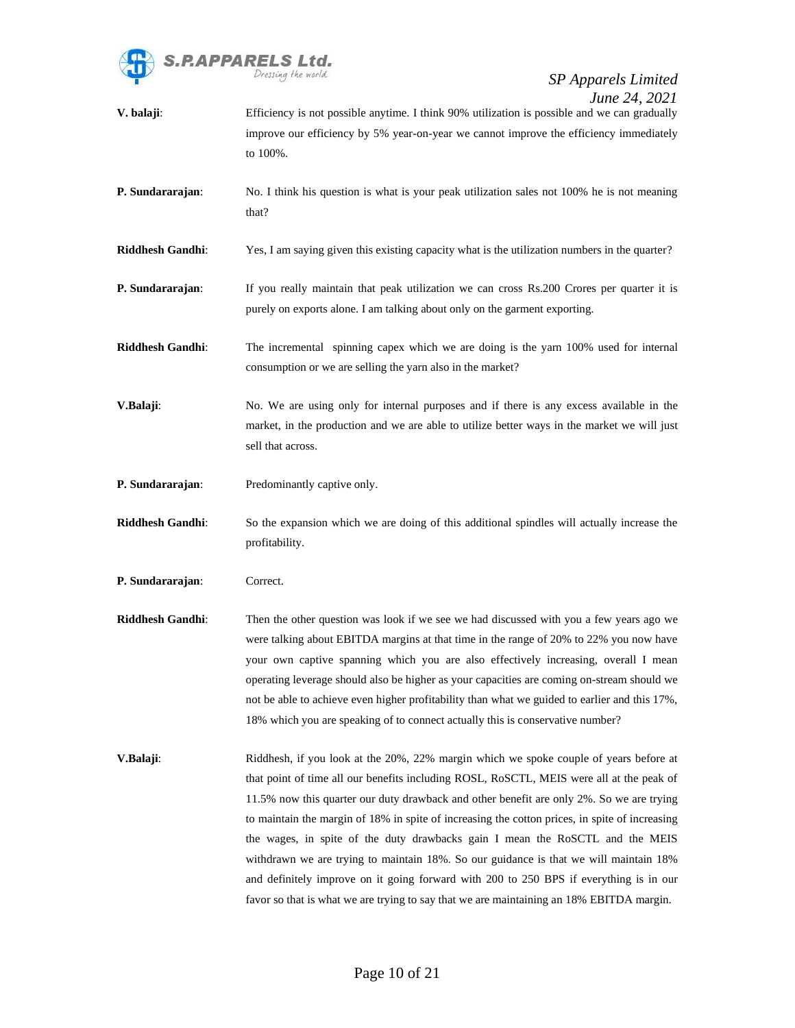**V. balaji**: Efficiency is not possible anytime. I think 90% utilization is possible and we can gradually improve our efficiency by 5% year-on-year we cannot improve the efficiency immediately to 100%.

**P. Sundararajan**: No. I think his question is what is your peak utilization sales not 100% he is not meaning that?

**Riddhesh Gandhi**: Yes, I am saying given this existing capacity what is the utilization numbers in the quarter?

**P. Sundararajan**: If you really maintain that peak utilization we can cross Rs.200 Crores per quarter it is purely on exports alone. I am talking about only on the garment exporting.

**Riddhesh Gandhi**: The incremental spinning capex which we are doing is the yarn 100% used for internal consumption or we are selling the yarn also in the market?

**V.Balaji**: No. We are using only for internal purposes and if there is any excess available in the market, in the production and we are able to utilize better ways in the market we will just sell that across.

**P. Sundararajan**: Predominantly captive only.

**Riddhesh Gandhi**: So the expansion which we are doing of this additional spindles will actually increase the profitability.

**P. Sundararajan**: Correct.

**Riddhesh Gandhi**: Then the other question was look if we see we had discussed with you a few years ago we were talking about EBITDA margins at that time in the range of 20% to 22% you now have your own captive spanning which you are also effectively increasing, overall I mean operating leverage should also be higher as your capacities are coming on-stream should we not be able to achieve even higher profitability than what we guided to earlier and this 17%, 18% which you are speaking of to connect actually this is conservative number?

**V.Balaji**: Riddhesh, if you look at the 20%, 22% margin which we spoke couple of years before at that point of time all our benefits including ROSL, RoSCTL, MEIS were all at the peak of 11.5% now this quarter our duty drawback and other benefit are only 2%. So we are trying to maintain the margin of 18% in spite of increasing the cotton prices, in spite of increasing the wages, in spite of the duty drawbacks gain I mean the RoSCTL and the MEIS withdrawn we are trying to maintain 18%. So our guidance is that we will maintain 18% and definitely improve on it going forward with 200 to 250 BPS if everything is in our favor so that is what we are trying to say that we are maintaining an 18% EBITDA margin.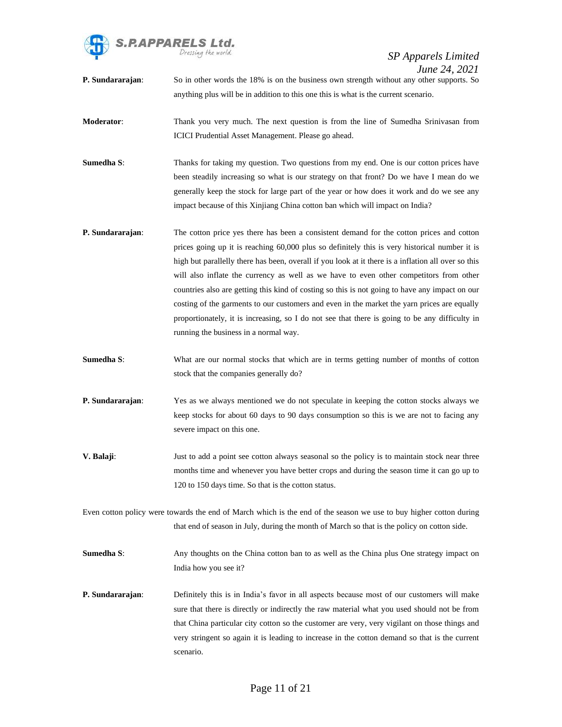**P. Sundararajan**: So in other words the 18% is on the business own strength without any other supports. So anything plus will be in addition to this one this is what is the current scenario.

**Moderator**: Thank you very much. The next question is from the line of Sumedha Srinivasan from ICICI Prudential Asset Management. Please go ahead.

**Sumedha S**: Thanks for taking my question. Two questions from my end. One is our cotton prices have been steadily increasing so what is our strategy on that front? Do we have I mean do we generally keep the stock for large part of the year or how does it work and do we see any impact because of this Xinjiang China cotton ban which will impact on India?

**P. Sundararajan**: The cotton price yes there has been a consistent demand for the cotton prices and cotton prices going up it is reaching 60,000 plus so definitely this is very historical number it is high but parallelly there has been, overall if you look at it there is a inflation all over so this will also inflate the currency as well as we have to even other competitors from other countries also are getting this kind of costing so this is not going to have any impact on our costing of the garments to our customers and even in the market the yarn prices are equally proportionately, it is increasing, so I do not see that there is going to be any difficulty in running the business in a normal way.

**Sumedha S**: What are our normal stocks that which are in terms getting number of months of cotton stock that the companies generally do?

**P. Sundararajan**: Yes as we always mentioned we do not speculate in keeping the cotton stocks always we keep stocks for about 60 days to 90 days consumption so this is we are not to facing any severe impact on this one.

**V. Balaji**: Just to add a point see cotton always seasonal so the policy is to maintain stock near three months time and whenever you have better crops and during the season time it can go up to 120 to 150 days time. So that is the cotton status.

Even cotton policy were towards the end of March which is the end of the season we use to buy higher cotton during that end of season in July, during the month of March so that is the policy on cotton side.

**Sumedha S**: Any thoughts on the China cotton ban to as well as the China plus One strategy impact on India how you see it?

**P. Sundararajan**: Definitely this is in India's favor in all aspects because most of our customers will make sure that there is directly or indirectly the raw material what you used should not be from that China particular city cotton so the customer are very, very vigilant on those things and very stringent so again it is leading to increase in the cotton demand so that is the current scenario.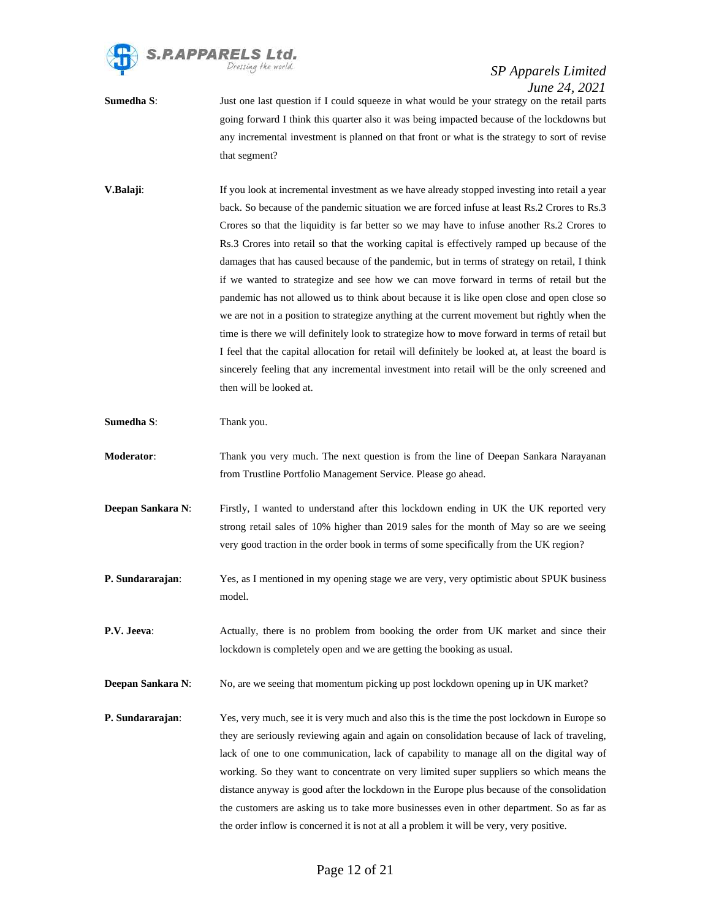**Sumedha S**: Just one last question if I could squeeze in what would be your strategy on the retail parts going forward I think this quarter also it was being impacted because of the lockdowns but any incremental investment is planned on that front or what is the strategy to sort of revise that segment?

**V.Balaji**: If you look at incremental investment as we have already stopped investing into retail a year back. So because of the pandemic situation we are forced infuse at least Rs.2 Crores to Rs.3 Crores so that the liquidity is far better so we may have to infuse another Rs.2 Crores to Rs.3 Crores into retail so that the working capital is effectively ramped up because of the damages that has caused because of the pandemic, but in terms of strategy on retail, I think if we wanted to strategize and see how we can move forward in terms of retail but the pandemic has not allowed us to think about because it is like open close and open close so we are not in a position to strategize anything at the current movement but rightly when the time is there we will definitely look to strategize how to move forward in terms of retail but I feel that the capital allocation for retail will definitely be looked at, at least the board is sincerely feeling that any incremental investment into retail will be the only screened and then will be looked at.

**Sumedha S**: Thank you.

**Moderator**: Thank you very much. The next question is from the line of Deepan Sankara Narayanan from Trustline Portfolio Management Service. Please go ahead.

**Deepan Sankara N**: Firstly, I wanted to understand after this lockdown ending in UK the UK reported very strong retail sales of 10% higher than 2019 sales for the month of May so are we seeing very good traction in the order book in terms of some specifically from the UK region?

**P. Sundararajan**: Yes, as I mentioned in my opening stage we are very, very optimistic about SPUK business model.

**P.V. Jeeva**: Actually, there is no problem from booking the order from UK market and since their lockdown is completely open and we are getting the booking as usual.

**Deepan Sankara N**: No, are we seeing that momentum picking up post lockdown opening up in UK market?

**P. Sundararajan**: Yes, very much, see it is very much and also this is the time the post lockdown in Europe so they are seriously reviewing again and again on consolidation because of lack of traveling, lack of one to one communication, lack of capability to manage all on the digital way of working. So they want to concentrate on very limited super suppliers so which means the distance anyway is good after the lockdown in the Europe plus because of the consolidation the customers are asking us to take more businesses even in other department. So as far as the order inflow is concerned it is not at all a problem it will be very, very positive.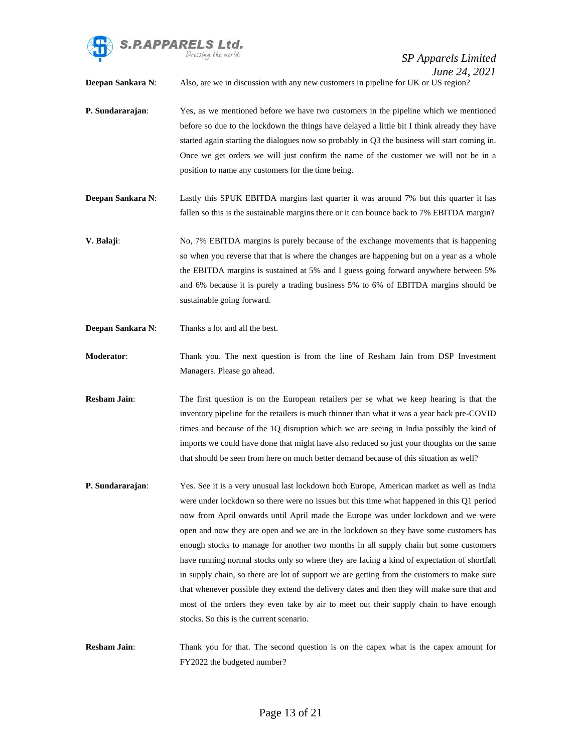**Deepan Sankara N**: Also, are we in discussion with any new customers in pipeline for UK or US region?

**P. Sundararajan**: Yes, as we mentioned before we have two customers in the pipeline which we mentioned before so due to the lockdown the things have delayed a little bit I think already they have started again starting the dialogues now so probably in Q3 the business will start coming in. Once we get orders we will just confirm the name of the customer we will not be in a position to name any customers for the time being.

**Deepan Sankara N**: Lastly this SPUK EBITDA margins last quarter it was around 7% but this quarter it has fallen so this is the sustainable margins there or it can bounce back to 7% EBITDA margin?

**V. Balaji**: No, 7% EBITDA margins is purely because of the exchange movements that is happening so when you reverse that that is where the changes are happening but on a year as a whole the EBITDA margins is sustained at 5% and I guess going forward anywhere between 5% and 6% because it is purely a trading business 5% to 6% of EBITDA margins should be sustainable going forward.

**Deepan Sankara N**: Thanks a lot and all the best.

**Moderator**: Thank you. The next question is from the line of Resham Jain from DSP Investment Managers. Please go ahead.

**Resham Jain**: The first question is on the European retailers per se what we keep hearing is that the inventory pipeline for the retailers is much thinner than what it was a year back pre-COVID times and because of the 1Q disruption which we are seeing in India possibly the kind of imports we could have done that might have also reduced so just your thoughts on the same that should be seen from here on much better demand because of this situation as well?

**P. Sundararajan**: Yes. See it is a very unusual last lockdown both Europe, American market as well as India were under lockdown so there were no issues but this time what happened in this Q1 period now from April onwards until April made the Europe was under lockdown and we were open and now they are open and we are in the lockdown so they have some customers has enough stocks to manage for another two months in all supply chain but some customers have running normal stocks only so where they are facing a kind of expectation of shortfall in supply chain, so there are lot of support we are getting from the customers to make sure that whenever possible they extend the delivery dates and then they will make sure that and most of the orders they even take by air to meet out their supply chain to have enough stocks. So this is the current scenario.

**Resham Jain**: Thank you for that. The second question is on the capex what is the capex amount for FY2022 the budgeted number?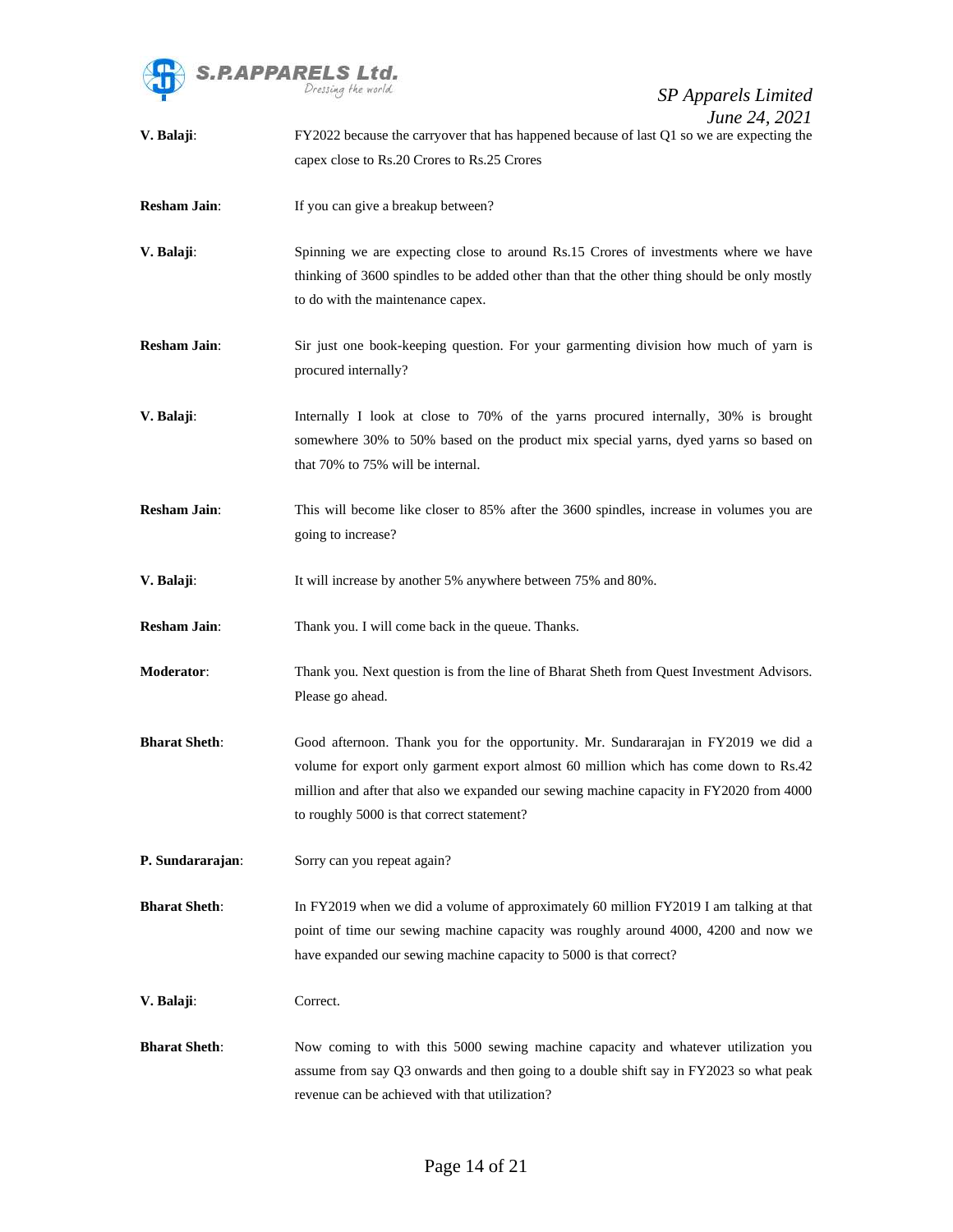**V. Balaji**: FY2022 because the carryover that has happened because of last Q1 so we are expecting the capex close to Rs.20 Crores to Rs.25 Crores

**Resham Jain**: If you can give a breakup between?

**V. Balaji**: Spinning we are expecting close to around Rs.15 Crores of investments where we have thinking of 3600 spindles to be added other than that the other thing should be only mostly to do with the maintenance capex.

**Resham Jain**: Sir just one book-keeping question. For your garmenting division how much of yarn is procured internally?

**V. Balaji**: Internally I look at close to 70% of the yarns procured internally, 30% is brought somewhere 30% to 50% based on the product mix special yarns, dyed yarns so based on that 70% to 75% will be internal.

**Resham Jain**: This will become like closer to 85% after the 3600 spindles, increase in volumes you are going to increase?

**V. Balaji**: It will increase by another 5% anywhere between 75% and 80%.

**Resham Jain**: Thank you. I will come back in the queue. Thanks.

**Moderator**: Thank you. Next question is from the line of Bharat Sheth from Quest Investment Advisors. Please go ahead.

**Bharat Sheth**: Good afternoon. Thank you for the opportunity. Mr. Sundararajan in FY2019 we did a volume for export only garment export almost 60 million which has come down to Rs.42 million and after that also we expanded our sewing machine capacity in FY2020 from 4000 to roughly 5000 is that correct statement?

**P. Sundararajan**: Sorry can you repeat again?

**Bharat Sheth**: In FY2019 when we did a volume of approximately 60 million FY2019 I am talking at that point of time our sewing machine capacity was roughly around 4000, 4200 and now we have expanded our sewing machine capacity to 5000 is that correct?

**V. Balaji**: Correct.

**Bharat Sheth**: Now coming to with this 5000 sewing machine capacity and whatever utilization you assume from say Q3 onwards and then going to a double shift say in FY2023 so what peak revenue can be achieved with that utilization?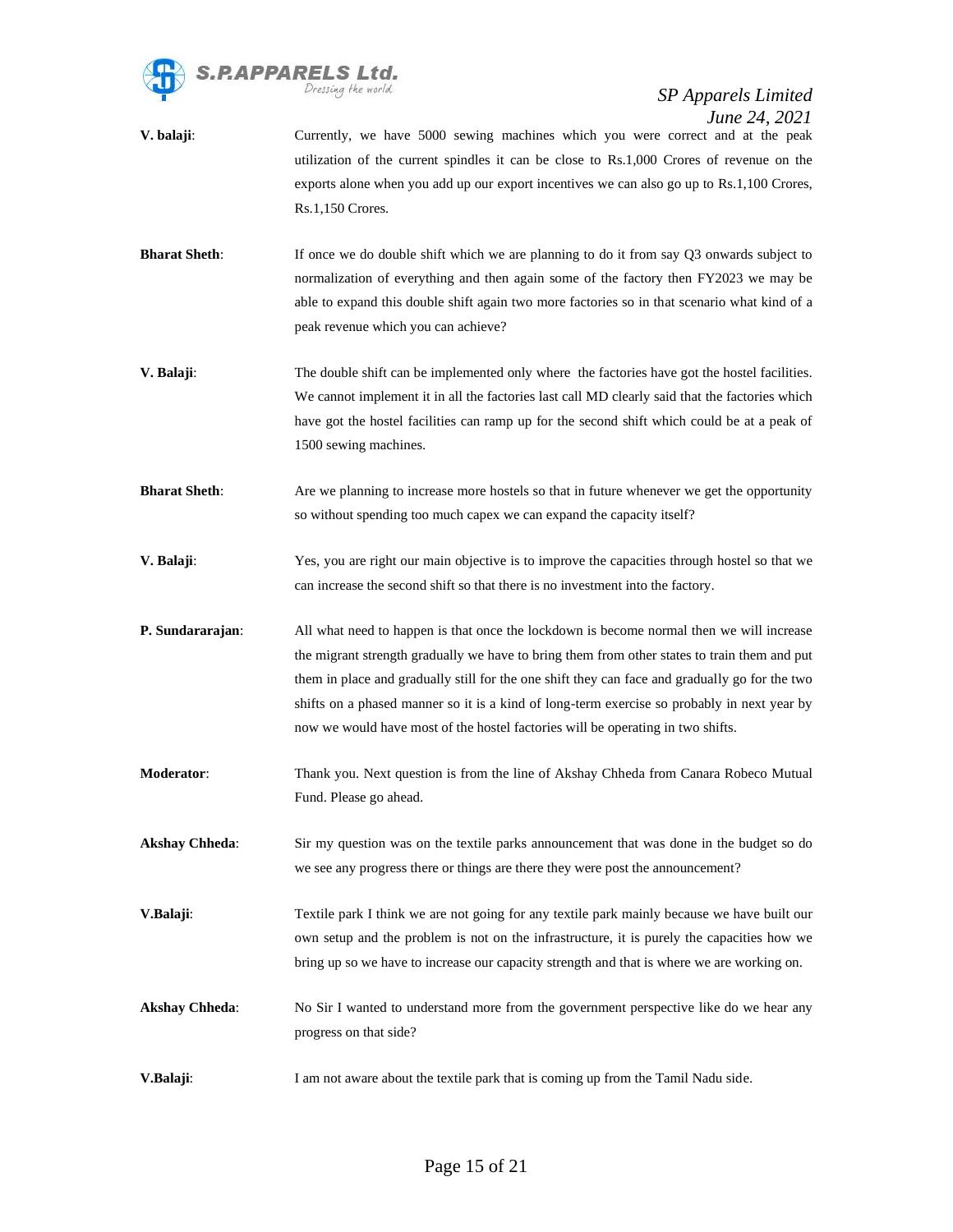**V. balaji**: Currently, we have 5000 sewing machines which you were correct and at the peak utilization of the current spindles it can be close to Rs.1,000 Crores of revenue on the exports alone when you add up our export incentives we can also go up to Rs.1,100 Crores, Rs.1,150 Crores.

**Bharat Sheth**: If once we do double shift which we are planning to do it from say Q3 onwards subject to normalization of everything and then again some of the factory then FY2023 we may be able to expand this double shift again two more factories so in that scenario what kind of a peak revenue which you can achieve?

**V. Balaji**: The double shift can be implemented only where the factories have got the hostel facilities. We cannot implement it in all the factories last call MD clearly said that the factories which have got the hostel facilities can ramp up for the second shift which could be at a peak of 1500 sewing machines.

**Bharat Sheth**: Are we planning to increase more hostels so that in future whenever we get the opportunity so without spending too much capex we can expand the capacity itself?

**V. Balaji**: Yes, you are right our main objective is to improve the capacities through hostel so that we can increase the second shift so that there is no investment into the factory.

**P. Sundararajan**: All what need to happen is that once the lockdown is become normal then we will increase the migrant strength gradually we have to bring them from other states to train them and put them in place and gradually still for the one shift they can face and gradually go for the two shifts on a phased manner so it is a kind of long-term exercise so probably in next year by now we would have most of the hostel factories will be operating in two shifts.

**Moderator**: Thank you. Next question is from the line of Akshay Chheda from Canara Robeco Mutual Fund. Please go ahead.

**Akshay Chheda**: Sir my question was on the textile parks announcement that was done in the budget so do we see any progress there or things are there they were post the announcement?

**V.Balaji**: Textile park I think we are not going for any textile park mainly because we have built our own setup and the problem is not on the infrastructure, it is purely the capacities how we bring up so we have to increase our capacity strength and that is where we are working on.

**Akshay Chheda**: No Sir I wanted to understand more from the government perspective like do we hear any progress on that side?

**V.Balaji**: I am not aware about the textile park that is coming up from the Tamil Nadu side.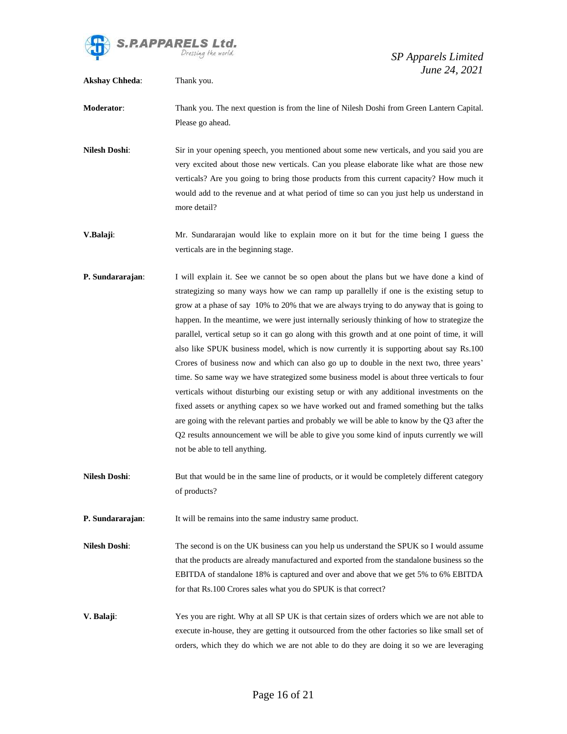**Akshay Chheda**: Thank you.

**Moderator**: Thank you. The next question is from the line of Nilesh Doshi from Green Lantern Capital. Please go ahead.

**Nilesh Doshi**: Sir in your opening speech, you mentioned about some new verticals, and you said you are very excited about those new verticals. Can you please elaborate like what are those new verticals? Are you going to bring those products from this current capacity? How much it would add to the revenue and at what period of time so can you just help us understand in more detail?

**V.Balaji**: Mr. Sundararajan would like to explain more on it but for the time being I guess the verticals are in the beginning stage.

**P. Sundararajan**: I will explain it. See we cannot be so open about the plans but we have done a kind of strategizing so many ways how we can ramp up parallelly if one is the existing setup to grow at a phase of say 10% to 20% that we are always trying to do anyway that is going to happen. In the meantime, we were just internally seriously thinking of how to strategize the parallel, vertical setup so it can go along with this growth and at one point of time, it will also like SPUK business model, which is now currently it is supporting about say Rs.100 Crores of business now and which can also go up to double in the next two, three years' time. So same way we have strategized some business model is about three verticals to four verticals without disturbing our existing setup or with any additional investments on the fixed assets or anything capex so we have worked out and framed something but the talks are going with the relevant parties and probably we will be able to know by the Q3 after the Q2 results announcement we will be able to give you some kind of inputs currently we will not be able to tell anything.

**Nilesh Doshi**: But that would be in the same line of products, or it would be completely different category of products?

**P. Sundararajan**: It will be remains into the same industry same product.

**Nilesh Doshi**: The second is on the UK business can you help us understand the SPUK so I would assume that the products are already manufactured and exported from the standalone business so the EBITDA of standalone 18% is captured and over and above that we get 5% to 6% EBITDA for that Rs.100 Crores sales what you do SPUK is that correct?

**V. Balaji**: Yes you are right. Why at all SP UK is that certain sizes of orders which we are not able to execute in-house, they are getting it outsourced from the other factories so like small set of orders, which they do which we are not able to do they are doing it so we are leveraging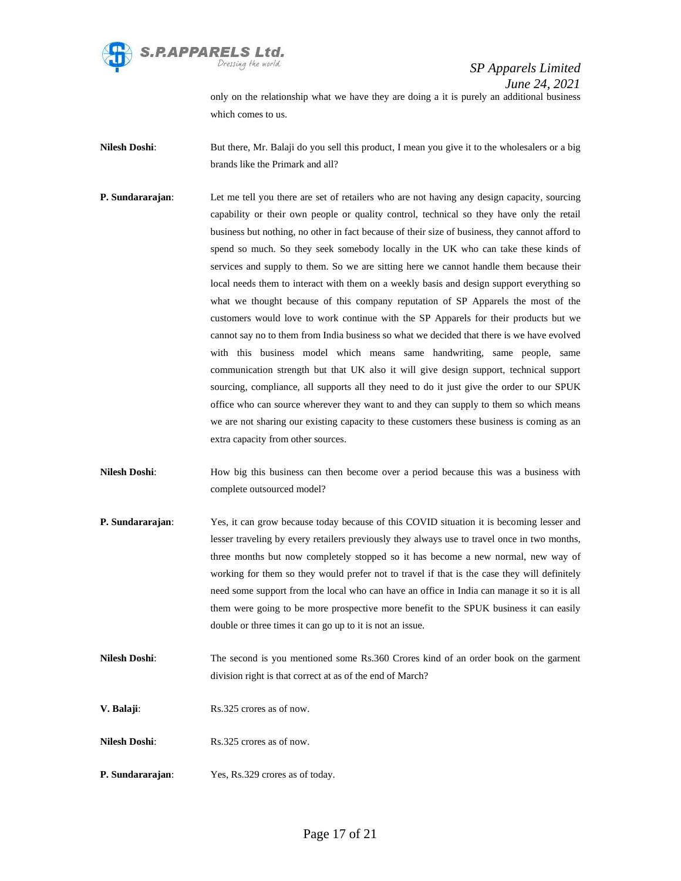only on the relationship what we have they are doing a it is purely an additional business which comes to us.

**Nilesh Doshi**: But there, Mr. Balaji do you sell this product, I mean you give it to the wholesalers or a big brands like the Primark and all?

**P. Sundararajan**: Let me tell you there are set of retailers who are not having any design capacity, sourcing capability or their own people or quality control, technical so they have only the retail business but nothing, no other in fact because of their size of business, they cannot afford to spend so much. So they seek somebody locally in the UK who can take these kinds of services and supply to them. So we are sitting here we cannot handle them because their local needs them to interact with them on a weekly basis and design support everything so what we thought because of this company reputation of SP Apparels the most of the customers would love to work continue with the SP Apparels for their products but we cannot say no to them from India business so what we decided that there is we have evolved with this business model which means same handwriting, same people, same communication strength but that UK also it will give design support, technical support sourcing, compliance, all supports all they need to do it just give the order to our SPUK office who can source wherever they want to and they can supply to them so which means we are not sharing our existing capacity to these customers these business is coming as an extra capacity from other sources.

**Nilesh Doshi**: How big this business can then become over a period because this was a business with complete outsourced model?

**P. Sundararajan**: Yes, it can grow because today because of this COVID situation it is becoming lesser and lesser traveling by every retailers previously they always use to travel once in two months, three months but now completely stopped so it has become a new normal, new way of working for them so they would prefer not to travel if that is the case they will definitely need some support from the local who can have an office in India can manage it so it is all them were going to be more prospective more benefit to the SPUK business it can easily double or three times it can go up to it is not an issue.

**Nilesh Doshi**: The second is you mentioned some Rs.360 Crores kind of an order book on the garment division right is that correct at as of the end of March?

**V. Balaji**: Rs.325 crores as of now.

**Nilesh Doshi**: Rs.325 crores as of now.

**P. Sundararajan**: Yes, Rs.329 crores as of today.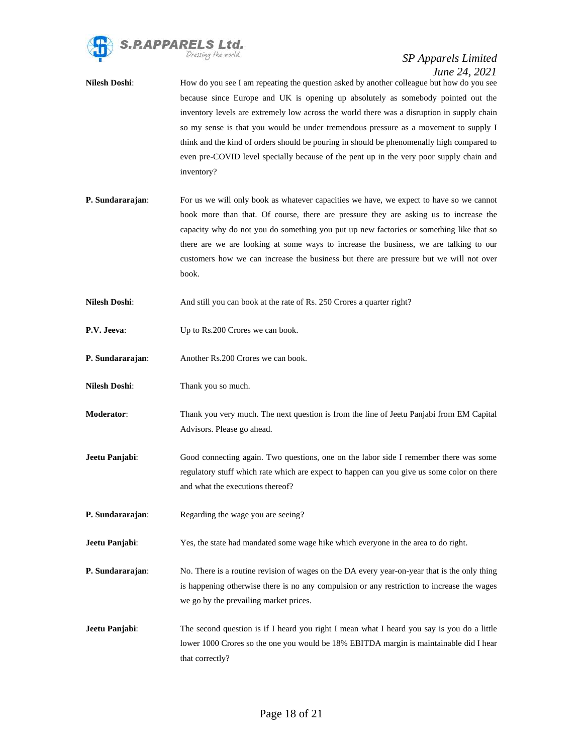**Nilesh Doshi**: How do you see I am repeating the question asked by another colleague but how do you see because since Europe and UK is opening up absolutely as somebody pointed out the inventory levels are extremely low across the world there was a disruption in supply chain so my sense is that you would be under tremendous pressure as a movement to supply I think and the kind of orders should be pouring in should be phenomenally high compared to even pre-COVID level specially because of the pent up in the very poor supply chain and inventory?

**P. Sundararajan**: For us we will only book as whatever capacities we have, we expect to have so we cannot book more than that. Of course, there are pressure they are asking us to increase the capacity why do not you do something you put up new factories or something like that so there are we are looking at some ways to increase the business, we are talking to our customers how we can increase the business but there are pressure but we will not over book.

**Nilesh Doshi**: And still you can book at the rate of Rs. 250 Crores a quarter right?

**P.V. Jeeva**: Up to Rs.200 Crores we can book.

**P. Sundararajan**: Another Rs.200 Crores we can book.

**Nilesh Doshi**: Thank you so much.

**Moderator**: Thank you very much. The next question is from the line of Jeetu Panjabi from EM Capital Advisors. Please go ahead.

**Jeetu Panjabi**: Good connecting again. Two questions, one on the labor side I remember there was some regulatory stuff which rate which are expect to happen can you give us some color on there and what the executions thereof?

**P. Sundararajan**: Regarding the wage you are seeing?

**Jeetu Panjabi**: Yes, the state had mandated some wage hike which everyone in the area to do right.

**P. Sundararajan**: No. There is a routine revision of wages on the DA every year-on-year that is the only thing is happening otherwise there is no any compulsion or any restriction to increase the wages we go by the prevailing market prices.

**Jeetu Panjabi**: The second question is if I heard you right I mean what I heard you say is you do a little lower 1000 Crores so the one you would be 18% EBITDA margin is maintainable did I hear that correctly?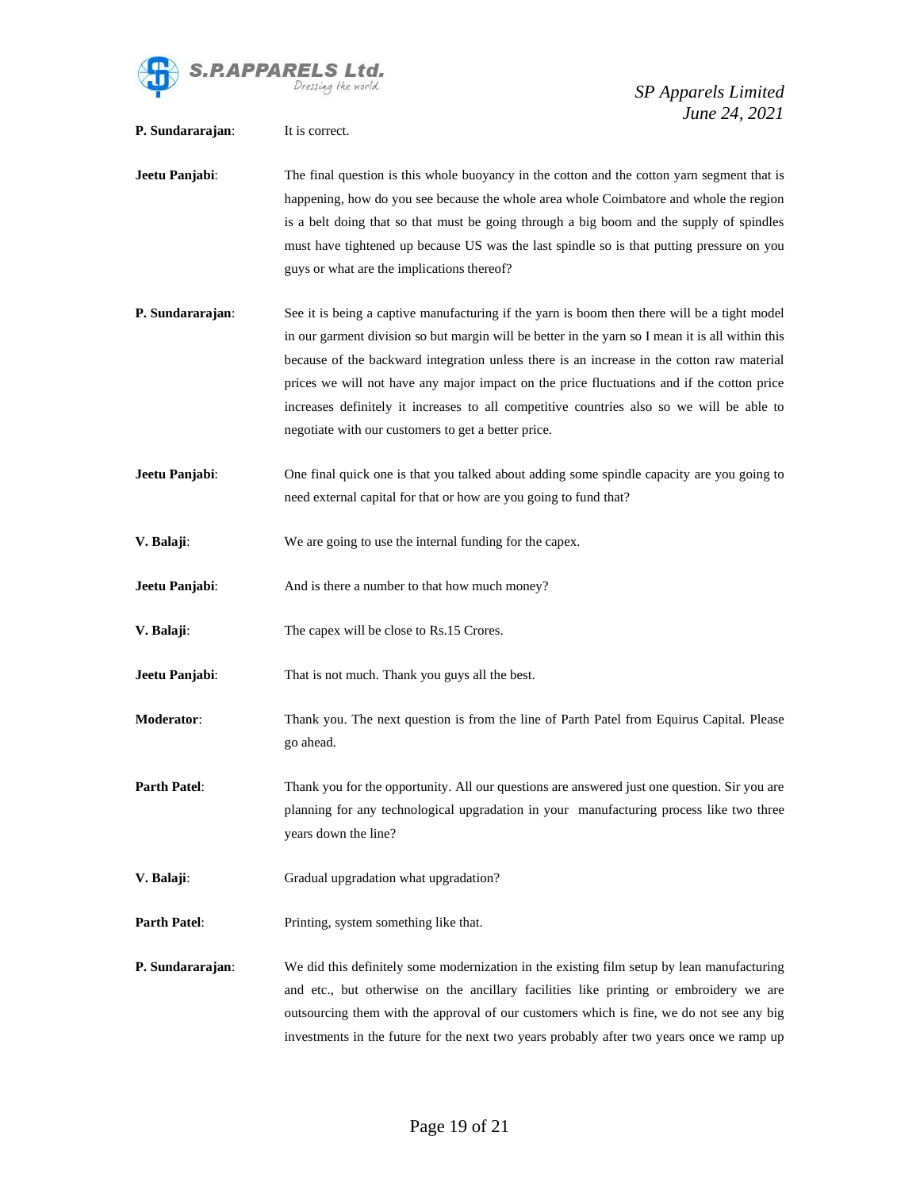**P. Sundararajan**: It is correct.

**Jeetu Panjabi**: The final question is this whole buoyancy in the cotton and the cotton yarn segment that is happening, how do you see because the whole area whole Coimbatore and whole the region is a belt doing that so that must be going through a big boom and the supply of spindles must have tightened up because US was the last spindle so is that putting pressure on you guys or what are the implications thereof?

**P. Sundararajan**: See it is being a captive manufacturing if the yarn is boom then there will be a tight model in our garment division so but margin will be better in the yarn so I mean it is all within this because of the backward integration unless there is an increase in the cotton raw material prices we will not have any major impact on the price fluctuations and if the cotton price increases definitely it increases to all competitive countries also so we will be able to negotiate with our customers to get a better price.

**Jeetu Panjabi**: One final quick one is that you talked about adding some spindle capacity are you going to need external capital for that or how are you going to fund that?

**V. Balaji**: We are going to use the internal funding for the capex.

**Jeetu Panjabi**: And is there a number to that how much money?

**V. Balaji**: The capex will be close to Rs.15 Crores.

**Jeetu Panjabi**: That is not much. Thank you guys all the best.

**Moderator**: Thank you. The next question is from the line of Parth Patel from Equirus Capital. Please go ahead.

**Parth Patel**: Thank you for the opportunity. All our questions are answered just one question. Sir you are planning for any technological upgradation in your manufacturing process like two three years down the line?

**V. Balaji**: Gradual upgradation what upgradation?

**Parth Patel**: Printing, system something like that.

**P. Sundararajan**: We did this definitely some modernization in the existing film setup by lean manufacturing and etc., but otherwise on the ancillary facilities like printing or embroidery we are outsourcing them with the approval of our customers which is fine, we do not see any big investments in the future for the next two years probably after two years once we ramp up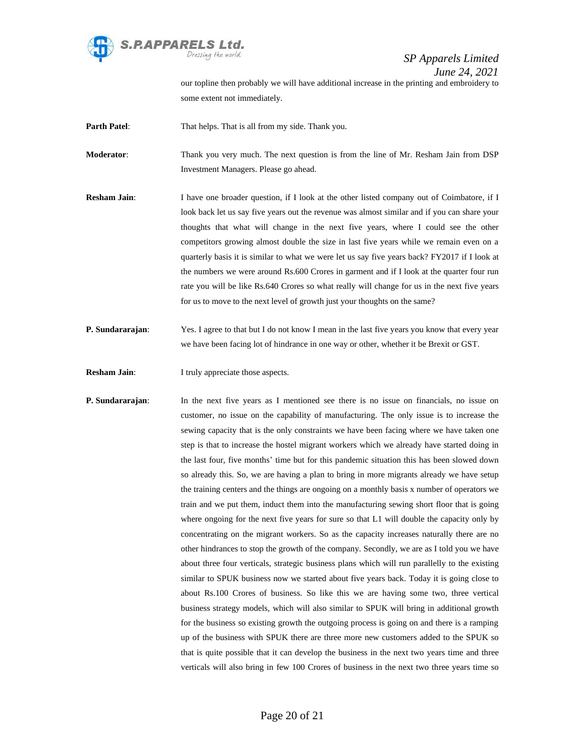our topline then probably we will have additional increase in the printing and embroidery to some extent not immediately.

**Parth Patel**: That helps. That is all from my side. Thank you.

**Moderator**: Thank you very much. The next question is from the line of Mr. Resham Jain from DSP Investment Managers. Please go ahead.

**Resham Jain**: I have one broader question, if I look at the other listed company out of Coimbatore, if I look back let us say five years out the revenue was almost similar and if you can share your thoughts that what will change in the next five years, where I could see the other competitors growing almost double the size in last five years while we remain even on a quarterly basis it is similar to what we were let us say five years back? FY2017 if I look at the numbers we were around Rs.600 Crores in garment and if I look at the quarter four run rate you will be like Rs.640 Crores so what really will change for us in the next five years for us to move to the next level of growth just your thoughts on the same?

**P. Sundararajan**: Yes. I agree to that but I do not know I mean in the last five years you know that every year we have been facing lot of hindrance in one way or other, whether it be Brexit or GST.

**Resham Jain**: I truly appreciate those aspects.

**P. Sundararajan**: In the next five years as I mentioned see there is no issue on financials, no issue on customer, no issue on the capability of manufacturing. The only issue is to increase the sewing capacity that is the only constraints we have been facing where we have taken one step is that to increase the hostel migrant workers which we already have started doing in the last four, five months' time but for this pandemic situation this has been slowed down so already this. So, we are having a plan to bring in more migrants already we have setup the training centers and the things are ongoing on a monthly basis x number of operators we train and we put them, induct them into the manufacturing sewing short floor that is going where ongoing for the next five years for sure so that L1 will double the capacity only by concentrating on the migrant workers. So as the capacity increases naturally there are no other hindrances to stop the growth of the company. Secondly, we are as I told you we have about three four verticals, strategic business plans which will run parallelly to the existing similar to SPUK business now we started about five years back. Today it is going close to about Rs.100 Crores of business. So like this we are having some two, three vertical business strategy models, which will also similar to SPUK will bring in additional growth for the business so existing growth the outgoing process is going on and there is a ramping up of the business with SPUK there are three more new customers added to the SPUK so that is quite possible that it can develop the business in the next two years time and three verticals will also bring in few 100 Crores of business in the next two three years time so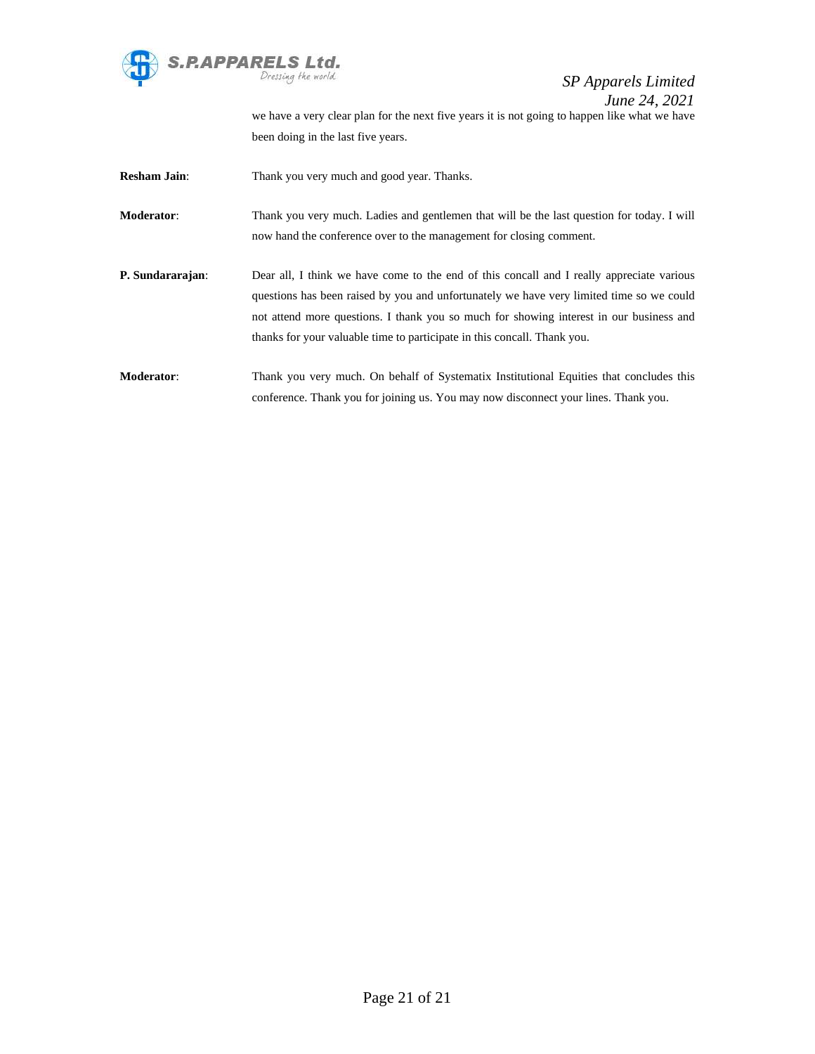we have a very clear plan for the next five years it is not going to happen like what we have been doing in the last five years.

**Resham Jain**: Thank you very much and good year. Thanks.

**Moderator**: Thank you very much. Ladies and gentlemen that will be the last question for today. I will now hand the conference over to the management for closing comment.

**P. Sundararajan**: Dear all, I think we have come to the end of this concall and I really appreciate various questions has been raised by you and unfortunately we have very limited time so we could not attend more questions. I thank you so much for showing interest in our business and thanks for your valuable time to participate in this concall. Thank you.

**Moderator**: Thank you very much. On behalf of Systematix Institutional Equities that concludes this conference. Thank you for joining us. You may now disconnect your lines. Thank you.